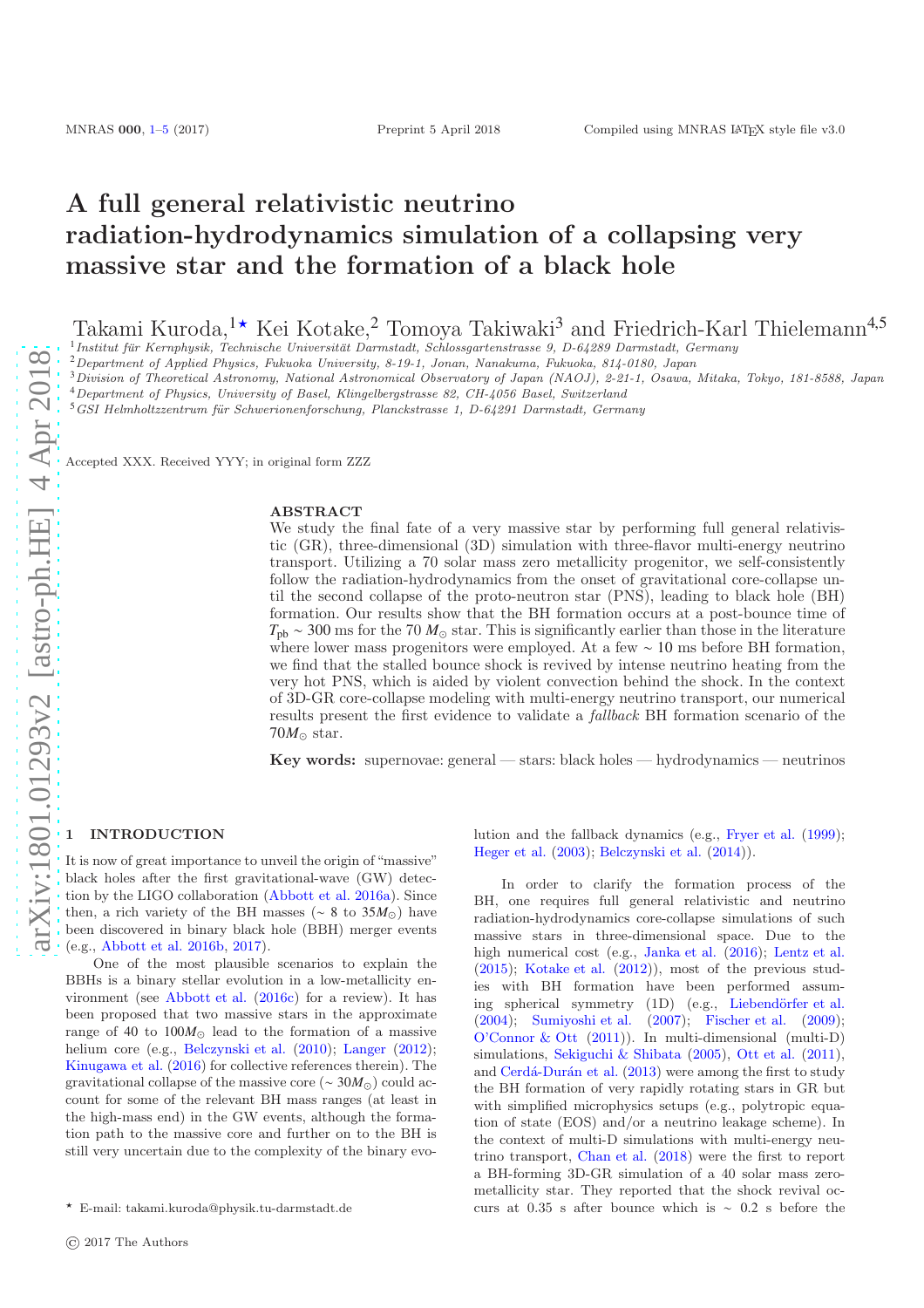# A full general relativistic neutrino radiation-hydrodynamics simulation of a collapsing very massive star and the formation of a black hole

Takami Kuroda,[1⋆] Kei Kotake,[2] Tomoya Takiwaki[3] and Friedrich-Karl Thielemann[4,5]

[1] *Institut für Kernphysik, Technische Universität Darmstadt, Schlossgartenstrasse 9, D-64289 Darmstadt, Germany*
[2] *Department of Applied Physics, Fukuoka University, 8-19-1, Jonan, Nanakuma, Fukuoka, 814-0180, Japan*
[3] *Division of Theoretical Astronomy, National Astronomical Observatory of Japan (NAOJ), 2-21-1, Osawa, Mitaka, Tokyo, 181-8588, Japan*
[4] *Department of Physics, University of Basel, Klingelbergstrasse 82, CH-4056 Basel, Switzerland*
[5] *GSI Helmholtzzentrum für Schwerionenforschung, Planckstrasse 1, D-64291 Darmstadt, Germany*

Accepted XXX. Received YYY; in original form ZZZ

## ABSTRACT

We study the final fate of a very massive star by performing full general relativistic (GR), three-dimensional (3D) simulation with three-flavor multi-energy neutrino transport. Utilizing a 70 solar mass zero metallicity progenitor, we self-consistently follow the radiation-hydrodynamics from the onset of gravitational core-collapse until the second collapse of the proto-neutron star (PNS), leading to black hole (BH) formation. Our results show that the BH formation occurs at a post-bounce time of $T_{\rm pb} \sim 300$ ms for the 70 $M_\odot$ star. This is significantly earlier than those in the literature where lower mass progenitors were employed. At a few $\sim 10$ ms before BH formation, we find that the stalled bounce shock is revived by intense neutrino heating from the very hot PNS, which is aided by violent convection behind the shock. In the context of 3D-GR core-collapse modeling with multi-energy neutrino transport, our numerical results present the first evidence to validate a *fallback* BH formation scenario of the $70M_\odot$ star.

**Key words:** supernovae: general — stars: black holes — hydrodynamics — neutrinos

## 1 INTRODUCTION

It is now of great importance to unveil the origin of "massive" black holes after the first gravitational-wave (GW) detection by the LIGO collaboration (Abbott et al. 2016a). Since then, a rich variety of the BH masses ($\sim 8$ to $35M_\odot$) have been discovered in binary black hole (BBH) merger events (e.g., Abbott et al. 2016b, 2017).

One of the most plausible scenarios to explain the BBHs is a binary stellar evolution in a low-metallicity environment (see Abbott et al. (2016c) for a review). It has been proposed that two massive stars in the approximate range of 40 to $100M_\odot$ lead to the formation of a massive helium core (e.g., Belczynski et al. (2010); Langer (2012); Kinugawa et al. (2016) for collective references therein). The gravitational collapse of the massive core ($\sim 30M_\odot$) could account for some of the relevant BH mass ranges (at least in the high-mass end) in the GW events, although the formation path to the massive core and further on to the BH is still very uncertain due to the complexity of the binary evolution and the fallback dynamics (e.g., Fryer et al. (1999); Heger et al. (2003); Belczynski et al. (2014)).

In order to clarify the formation process of the BH, one requires full general relativistic and neutrino radiation-hydrodynamics core-collapse simulations of such massive stars in three-dimensional space. Due to the high numerical cost (e.g., Janka et al. (2016); Lentz et al. (2015); Kotake et al. (2012)), most of the previous studies with BH formation have been performed assuming spherical symmetry (1D) (e.g., Liebendörfer et al. (2004); Sumiyoshi et al. (2007); Fischer et al. (2009); O'Connor & Ott (2011)). In multi-dimensional (multi-D) simulations, Sekiguchi & Shibata (2005), Ott et al. (2011), and Cerdá-Durán et al. (2013) were among the first to study the BH formation of very rapidly rotating stars in GR but with simplified microphysics setups (e.g., polytropic equation of state (EOS) and/or a neutrino leakage scheme). In the context of multi-D simulations with multi-energy neutrino transport, Chan et al. (2018) were the first to report a BH-forming 3D-GR simulation of a 40 solar mass zero-metallicity star. They reported that the shock revival occurs at 0.35 s after bounce which is $\sim$ 0.2 s before the

⋆ E-mail: takami.kuroda@physik.tu-darmstadt.de

© 2017 The Authors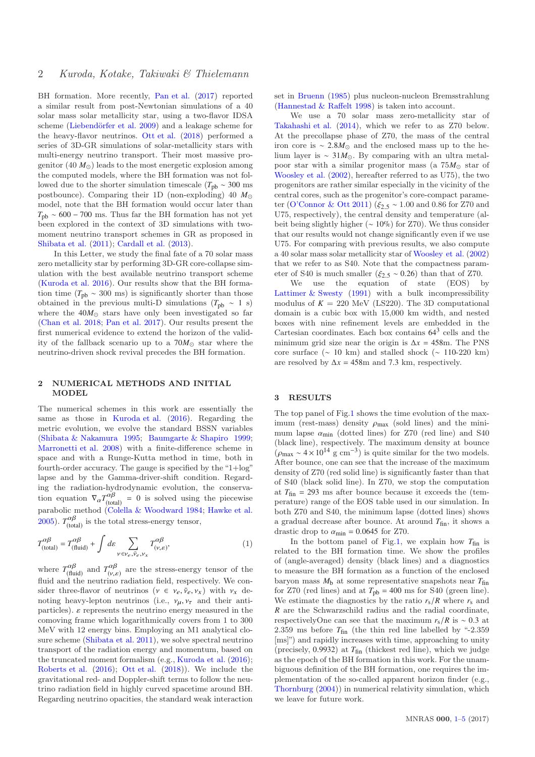BH formation. More recently, Pan et al. (2017) reported a similar result from post-Newtonian simulations of a 40 solar mass solar metallicity star, using a two-flavor IDSA scheme (Liebendörfer et al. 2009) and a leakage scheme for the heavy-flavor neutrinos. Ott et al. (2018) performed a series of 3D-GR simulations of solar-metallicity stars with multi-energy neutrino transport. Their most massive progenitor (40 $M_\odot$) leads to the most energetic explosion among the computed models, where the BH formation was not followed due to the shorter simulation timescale ($T_{\rm pb} \sim 300$ ms postbounce). Comparing their 1D (non-exploding) 40 $M_\odot$ model, note that the BH formation would occur later than $T_{\rm pb} \sim 600-700$ ms. Thus far the BH formation has not yet been explored in the context of 3D simulations with two-moment neutrino transport schemes in GR as proposed in Shibata et al. (2011); Cardall et al. (2013).

In this Letter, we study the final fate of a 70 solar mass zero metallicity star by performing 3D-GR core-collapse simulation with the best available neutrino transport scheme (Kuroda et al. 2016). Our results show that the BH formation time ($T_{\rm pb} \sim 300$ ms) is significantly shorter than those obtained in the previous multi-D simulations ($T_{\rm pb} \sim 1$ s) where the 40$M_\odot$ stars have only been investigated so far (Chan et al. 2018; Pan et al. 2017). Our results present the first numerical evidence to extend the horizon of the validity of the fallback scenario up to a 70$M_\odot$ star where the neutrino-driven shock revival precedes the BH formation.

## 2 NUMERICAL METHODS AND INITIAL MODEL

The numerical schemes in this work are essentially the same as those in Kuroda et al. (2016). Regarding the metric evolution, we evolve the standard BSSN variables (Shibata & Nakamura 1995; Baumgarte & Shapiro 1999; Marronetti et al. 2008) with a finite-difference scheme in space and with a Runge-Kutta method in time, both in fourth-order accuracy. The gauge is specified by the "1+log" lapse and by the Gamma-driver-shift condition. Regarding the radiation-hydrodynamic evolution, the conservation equation $\nabla_\alpha T^{\alpha\beta}_{\rm (total)} = 0$ is solved using the piecewise parabolic method (Colella & Woodward 1984; Hawke et al. 2005). $T^{\alpha\beta}_{\rm (total)}$ is the total stress-energy tensor,

$$T^{\alpha\beta}_{\rm (total)} = T^{\alpha\beta}_{\rm (fluid)} + \int d\varepsilon \sum_{\nu\in\nu_e,\bar{\nu}_e,\nu_x} T^{\alpha\beta}_{(\nu,\varepsilon)}, \tag{1}$$

where $T^{\alpha\beta}_{\rm (fluid)}$ and $T^{\alpha\beta}_{(\nu,\varepsilon)}$ are the stress-energy tensor of the fluid and the neutrino radiation field, respectively. We consider three-flavor of neutrinos ($\nu \in \nu_e, \bar{\nu}_e, \nu_x$) with $\nu_x$ denoting heavy-lepton neutrinos (i.e., $\nu_\mu, \nu_\tau$ and their anti-particles). $\varepsilon$ represents the neutrino energy measured in the comoving frame which logarithmically covers from 1 to 300 MeV with 12 energy bins. Employing an M1 analytical closure scheme (Shibata et al. 2011), we solve spectral neutrino transport of the radiation energy and momentum, based on the truncated moment formalism (e.g., Kuroda et al. (2016); Roberts et al. (2016); Ott et al. (2018)). We include the gravitational red- and Doppler-shift terms to follow the neutrino radiation field in highly curved spacetime around BH. Regarding neutrino opacities, the standard weak interaction set in Bruenn (1985) plus nucleon-nucleon Bremsstrahlung (Hannestad & Raffelt 1998) is taken into account.

We use a 70 solar mass zero-metallicity star of Takahashi et al. (2014), which we refer to as Z70 below. At the precollapse phase of Z70, the mass of the central iron core is $\sim 2.8M_\odot$ and the enclosed mass up to the helium layer is $\sim 31M_\odot$. By comparing with an ultra metal-poor star with a similar progenitor mass (a 75$M_\odot$ star of Woosley et al. (2002), hereafter referred to as U75), the two progenitors are rather similar especially in the vicinity of the central cores, such as the progenitor's core-compact parameter (O'Connor & Ott 2011) ($\xi_{2.5} \sim 1.00$ and 0.86 for Z70 and U75, respectively), the central density and temperature (albeit being slightly higher ($\sim 10\%$) for Z70). We thus consider that our results would not change significantly even if we use U75. For comparing with previous results, we also compute a 40 solar mass solar metallicity star of Woosley et al. (2002) that we refer to as S40. Note that the compactness parameter of S40 is much smaller ($\xi_{2.5} \sim 0.26$) than that of Z70.

We use the equation of state (EOS) by Lattimer & Swesty (1991) with a bulk incompressibility modulus of $K = 220$ MeV (LS220). The 3D computational domain is a cubic box with 15,000 km width, and nested boxes with nine refinement levels are embedded in the Cartesian coordinates. Each box contains $64^3$ cells and the minimum grid size near the origin is $\Delta x = 458$m. The PNS core surface ($\sim 10$ km) and stalled shock ($\sim 110$-220 km) are resolved by $\Delta x = 458$m and 7.3 km, respectively.

## 3 RESULTS

The top panel of Fig.1 shows the time evolution of the maximum (rest-mass) density $\rho_{\rm max}$ (sold lines) and the minimum lapse $\alpha_{\rm min}$ (dotted lines) for Z70 (red line) and S40 (black line), respectively. The maximum density at bounce ($\rho_{\rm max} \sim 4\times10^{14}$ g cm$^{-3}$) is quite similar for the two models. After bounce, one can see that the increase of the maximum density of Z70 (red solid line) is significantly faster than that of S40 (black solid line). In Z70, we stop the computation at $T_{\rm fin} = 293$ ms after bounce because it exceeds the (temperature) range of the EOS table used in our simulation. In both Z70 and S40, the minimum lapse (dotted lines) shows a gradual decrease after bounce. At around $T_{\rm fin}$, it shows a drastic drop to $\alpha_{\rm min} = 0.0645$ for Z70.

In the bottom panel of Fig.1, we explain how $T_{\rm fin}$ is related to the BH formation time. We show the profiles of (angle-averaged) density (black lines) and a diagnostics to measure the BH formation as a function of the enclosed baryon mass $M_{\rm b}$ at some representative snapshots near $T_{\rm fin}$ for Z70 (red lines) and at $T_{\rm pb} = 400$ ms for S40 (green line). We estimate the diagnostics by the ratio $r_{\rm s}/R$ where $r_{\rm s}$ and $R$ are the Schwarzschild radius and the radial coordinate, respectivelyOne can see that the maximum $r_{\rm s}/R$ is $\sim 0.3$ at 2.359 ms before $T_{\rm fin}$ (the thin red line labelled by "-2.359 [ms]") and rapidly increases with time, approaching to unity (precisely, 0.9932) at $T_{\rm fin}$ (thickest red line), which we judge as the epoch of the BH formation in this work. For the unambiguous definition of the BH formation, one requires the implementation of the so-called apparent horizon finder (e.g., Thornburg (2004)) in numerical relativity simulation, which we leave for future work.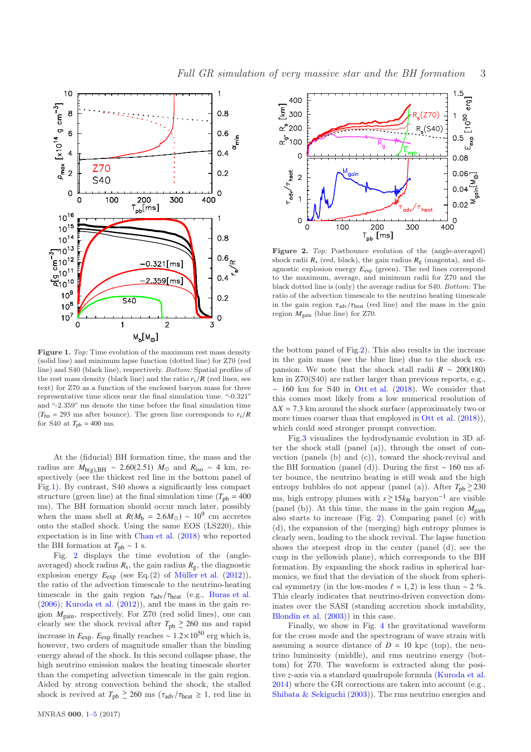Z70

S40

$T_{pb}$[ms]

$\rho_{max}$ [$\times10^{14}$ g cm$^{-3}$]

$\alpha_{min}$

−0.321[ms]

−2.359[ms]

S40

$M_b$[$M_\odot$]

$\rho$[g cm$^{-3}$]

$r_s/R$

**Figure 1.** *Top:* Time evolution of the maximum rest mass density (solid line) and minimum lapse function (dotted line) for Z70 (red line) and S40 (black line), respectively. *Bottom:* Spatial profiles of the rest mass density (black line) and the ratio $r_s/R$ (red lines, see text) for Z70 as a function of the enclosed baryon mass for three representative time slices near the final simulation time. "-0.321" and "-2.359" ms denote the time before the final simulation time ($T_{\rm fin}$ = 293 ms after bounce). The green line corresponds to $r_s/R$ for S40 at $T_{\rm pb}$ = 400 ms.

$R_s$(Z70)

$R_s$(S40)

$R_g$

$E_{exp}$

$M_{gain}$

$\tau_{adv}/\tau_{heat}$

$T_{pb}$ [ms]

$R_g$, $R_s$ [km]

$E_{exp}$ [$10^{50}$ erg]

$M_{gain}$[$M_\odot$]

**Figure 2.** *Top:* Postbounce evolution of the (angle-averaged) shock radii $R_s$ (red, black), the gain radius $R_g$ (magenta), and diagnostic explosion energy $E_{\rm exp}$ (green). The red lines correspond to the maximum, average, and minimum radii for Z70 and the black dotted line is (only) the average radius for S40. *Bottom:* The ratio of the advection timescale to the neutrino heating timescale in the gain region $\tau_{\rm adv}/\tau_{\rm heat}$ (red line) and the mass in the gain region $M_{\rm gain}$ (blue line) for Z70.

At the (fiducial) BH formation time, the mass and the radius are $M_{\rm b(g),BH}$ ~ 2.60(2.51) $M_\odot$ and $R_{\rm iso}$ ~ 4 km, respectively (see the thickest red line in the bottom panel of Fig.1). By contrast, S40 shows a significantly less compact structure (green line) at the final simulation time ($T_{\rm pb}$ = 400 ms). The BH formation should occur much later, possibly when the mass shell at $R(M_{\rm b} = 2.6M_\odot) \sim 10^9$ cm accretes onto the stalled shock. Using the same EOS (LS220), this expectation is in line with Chan et al. (2018) who reported the BH formation at $T_{\rm pb}$ ~ 1 s.

Fig. 2 displays the time evolution of the (angle-averaged) shock radius $R_s$, the gain radius $R_g$, the diagnostic explosion energy $E_{\rm exp}$ (see Eq.(2) of Müller et al. (2012)), the ratio of the advection timescale to the neutrino-heating timescale in the gain region $\tau_{\rm adv}/\tau_{\rm heat}$ (e.g., Buras et al. (2006); Kuroda et al. (2012)), and the mass in the gain region $M_{\rm gain}$, respectively. For Z70 (red solid lines), one can clearly see the shock revival after $T_{\rm pb} \gtrsim 260$ ms and rapid increase in $E_{\rm exp}$. $E_{\rm exp}$ finally reaches $\sim 1.2\times10^{50}$ erg which is, however, two orders of magnitude smaller than the binding energy ahead of the shock. In this second collapse phase, the high neutrino emission makes the heating timescale shorter than the competing advection timescale in the gain region. Aided by strong convection behind the shock, the stalled shock is revived at $T_{\rm pb} \gtrsim 260$ ms ($\tau_{\rm adv}/\tau_{\rm heat} \geq 1$, red line in the bottom panel of Fig.2). This also results in the increase in the gain mass (see the blue line) due to the shock expansion. We note that the shock stall radii $R$ ~ 200(180) km in Z70(S40) are rather larger than previous reports, e.g., ~ 160 km for S40 in Ott et al. (2018). We consider that this comes most likely from a low numerical resolution of $\Delta X$ = 7.3 km around the shock surface (approximately two or more times coarser than that employed in Ott et al. (2018)), which could seed stronger prompt convection.

Fig.3 visualizes the hydrodynamic evolution in 3D after the shock stall (panel (a)), through the onset of convection (panels (b) and (c)), toward the shock-revival and the BH formation (panel (d)). During the first ~ 160 ms after bounce, the neutrino heating is still weak and the high entropy bubbles do not appear (panel (a)). After $T_{\rm pb} \gtrsim 230$ ms, high entropy plumes with $s \gtrsim 15k_{\rm B}$ baryon$^{-1}$ are visible (panel (b)). At this time, the mass in the gain region $M_{\rm gain}$ also starts to increase (Fig. 2). Comparing panel (c) with (d), the expansion of the (merging) high entropy plumes is clearly seen, leading to the shock revival. The lapse function shows the steepest drop in the center (panel (d), see the cusp in the yellowish plane), which corresponds to the BH formation. By expanding the shock radius in spherical harmonics, we find that the deviation of the shock from spherical symmetry (in the low-modes $\ell = 1, 2$) is less than ~ 2 %. This clearly indicates that neutrino-driven convection dominates over the SASI (standing accretion shock instability, Blondin et al. (2003)) in this case.

Finally, we show in Fig. 4 the gravitational waveform for the cross mode and the spectrogram of wave strain with assuming a source distance of $D$ = 10 kpc (top), the neutrino luminosity (middle), and rms neutrino energy (bottom) for Z70. The waveform is extracted along the positive $z$-axis via a standard quadrupole formula (Kuroda et al. 2014) where the GR corrections are taken into account (e.g., Shibata & Sekiguchi (2003)). The rms neutrino energies and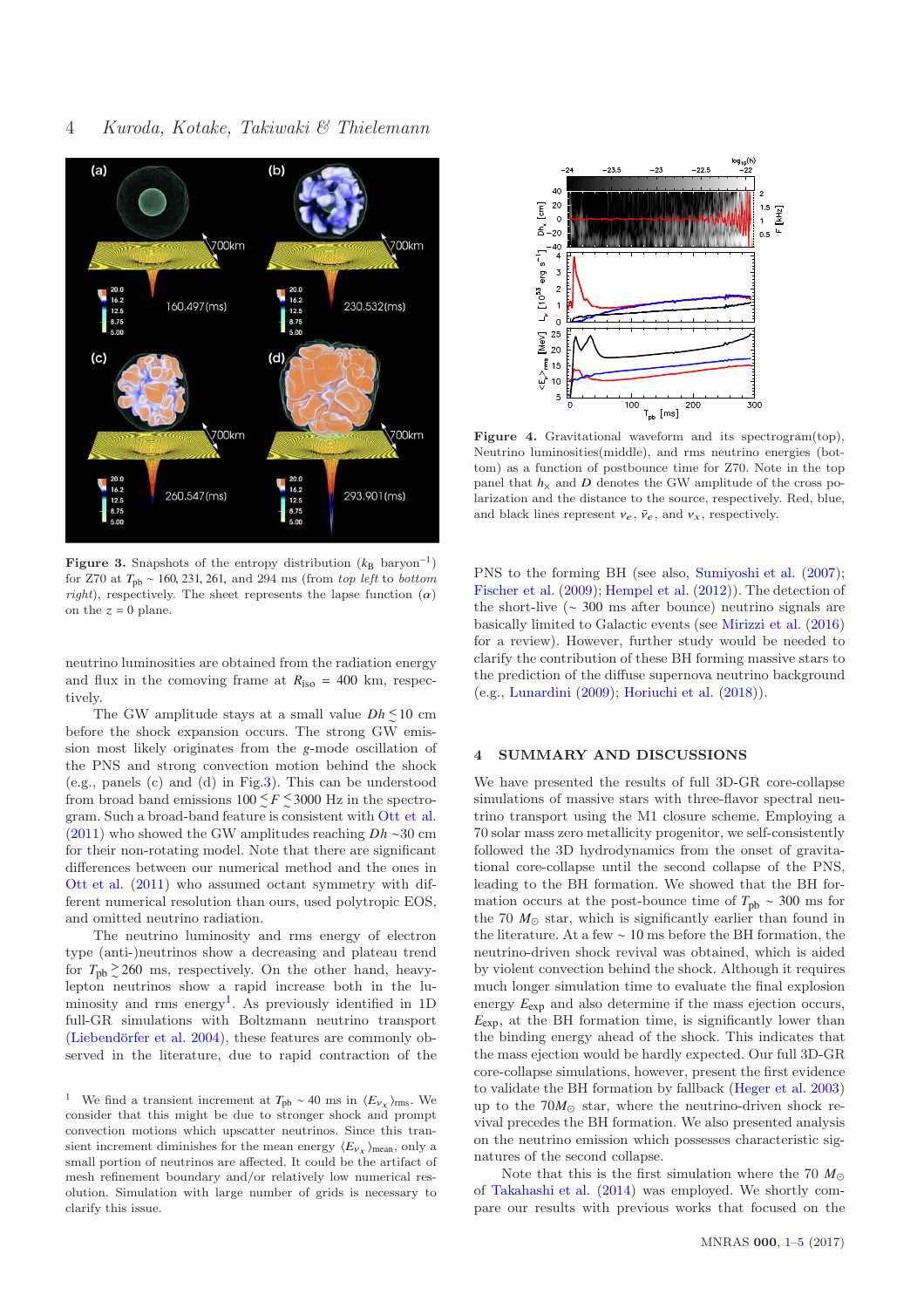(a)

700km

20.0
16.2
12.5
8.75
5.00

160.497(ms)

(b)

700km

20.0
16.2
12.5
8.75
5.00

230.532(ms)

(c)

700km

20.0
16.2
12.5
8.75
5.00

260.547(ms)

(d)

700km

20.0
16.2
12.5
8.75
5.00

293.901(ms)

**Figure 3.** Snapshots of the entropy distribution ($k_{\rm B}$ baryon$^{-1}$) for Z70 at $T_{\rm pb} \sim 160$, 231, 261, and 294 ms (from *top left* to *bottom right*), respectively. The sheet represents the lapse function ($\alpha$) on the $z = 0$ plane.

$\log_{10}(h)$
−24 −23.5 −23 −22.5 −22

$Dh_\times$ [cm]
40
20
0
−20
−40

F [kHz]
2
1.5
1
0.5

$L_\nu$ [$10^{53}$ erg s$^{-1}$]
4
3
2
1
0

$\langle E_\nu \rangle_{\rm rms}$ [MeV]
25
20
15
10
5

0 100 200 300
$T_{\rm pb}$ [ms]

**Figure 4.** Gravitational waveform and its spectrogram(top), Neutrino luminosities(middle), and rms neutrino energies (bottom) as a function of postbounce time for Z70. Note in the top panel that $h_\times$ and $D$ denotes the GW amplitude of the cross polarization and the distance to the source, respectively. Red, blue, and black lines represent $\nu_e$, $\bar{\nu}_e$, and $\nu_x$, respectively.

neutrino luminosities are obtained from the radiation energy and flux in the comoving frame at $R_{\rm iso} = 400$ km, respectively.

The GW amplitude stays at a small value $Dh \lesssim 10$ cm before the shock expansion occurs. The strong GW emission most likely originates from the $g$-mode oscillation of the PNS and strong convection motion behind the shock (e.g., panels (c) and (d) in Fig.3). This can be understood from broad band emissions $100 \lesssim F \lesssim 3000$ Hz in the spectrogram. Such a broad-band feature is consistent with Ott et al. (2011) who showed the GW amplitudes reaching $Dh \sim 30$ cm for their non-rotating model. Note that there are significant differences between our numerical method and the ones in Ott et al. (2011) who assumed octant symmetry with different numerical resolution than ours, used polytropic EOS, and omitted neutrino radiation.

The neutrino luminosity and rms energy of electron type (anti-)neutrinos show a decreasing and plateau trend for $T_{\rm pb} \gtrsim 260$ ms, respectively. On the other hand, heavy-lepton neutrinos show a rapid increase both in the luminosity and rms energy[1]. As previously identified in 1D full-GR simulations with Boltzmann neutrino transport (Liebendörfer et al. 2004), these features are commonly observed in the literature, due to rapid contraction of the PNS to the forming BH (see also, Sumiyoshi et al. (2007); Fischer et al. (2009); Hempel et al. (2012)). The detection of the short-live ($\sim 300$ ms after bounce) neutrino signals are basically limited to Galactic events (see Mirizzi et al. (2016) for a review). However, further study would be needed to clarify the contribution of these BH forming massive stars to the prediction of the diffuse supernova neutrino background (e.g., Lunardini (2009); Horiuchi et al. (2018)).

[1] We find a transient increment at $T_{\rm pb} \sim 40$ ms in $\langle E_{\nu_x} \rangle_{\rm rms}$. We consider that this might be due to stronger shock and prompt convection motions which upscatter neutrinos. Since this transient increment diminishes for the mean energy $\langle E_{\nu_x} \rangle_{\rm mean}$, only a small portion of neutrinos are affected. It could be the artifact of mesh refinement boundary and/or relatively low numerical resolution. Simulation with large number of grids is necessary to clarify this issue.

## 4 SUMMARY AND DISCUSSIONS

We have presented the results of full 3D-GR core-collapse simulations of massive stars with three-flavor spectral neutrino transport using the M1 closure scheme. Employing a 70 solar mass zero metallicity progenitor, we self-consistently followed the 3D hydrodynamics from the onset of gravitational core-collapse until the second collapse of the PNS, leading to the BH formation. We showed that the BH formation occurs at the post-bounce time of $T_{\rm pb} \sim 300$ ms for the 70 $M_\odot$ star, which is significantly earlier than found in the literature. At a few $\sim 10$ ms before the BH formation, the neutrino-driven shock revival was obtained, which is aided by violent convection behind the shock. Although it requires much longer simulation time to evaluate the final explosion energy $E_{\rm exp}$ and also determine if the mass ejection occurs, $E_{\rm exp}$, at the BH formation time, is significantly lower than the binding energy ahead of the shock. This indicates that the mass ejection would be hardly expected. Our full 3D-GR core-collapse simulations, however, present the first evidence to validate the BH formation by fallback (Heger et al. 2003) up to the $70 M_\odot$ star, where the neutrino-driven shock revival precedes the BH formation. We also presented analysis on the neutrino emission which possesses characteristic signatures of the second collapse.

Note that this is the first simulation where the 70 $M_\odot$ of Takahashi et al. (2014) was employed. We shortly compare our results with previous works that focused on the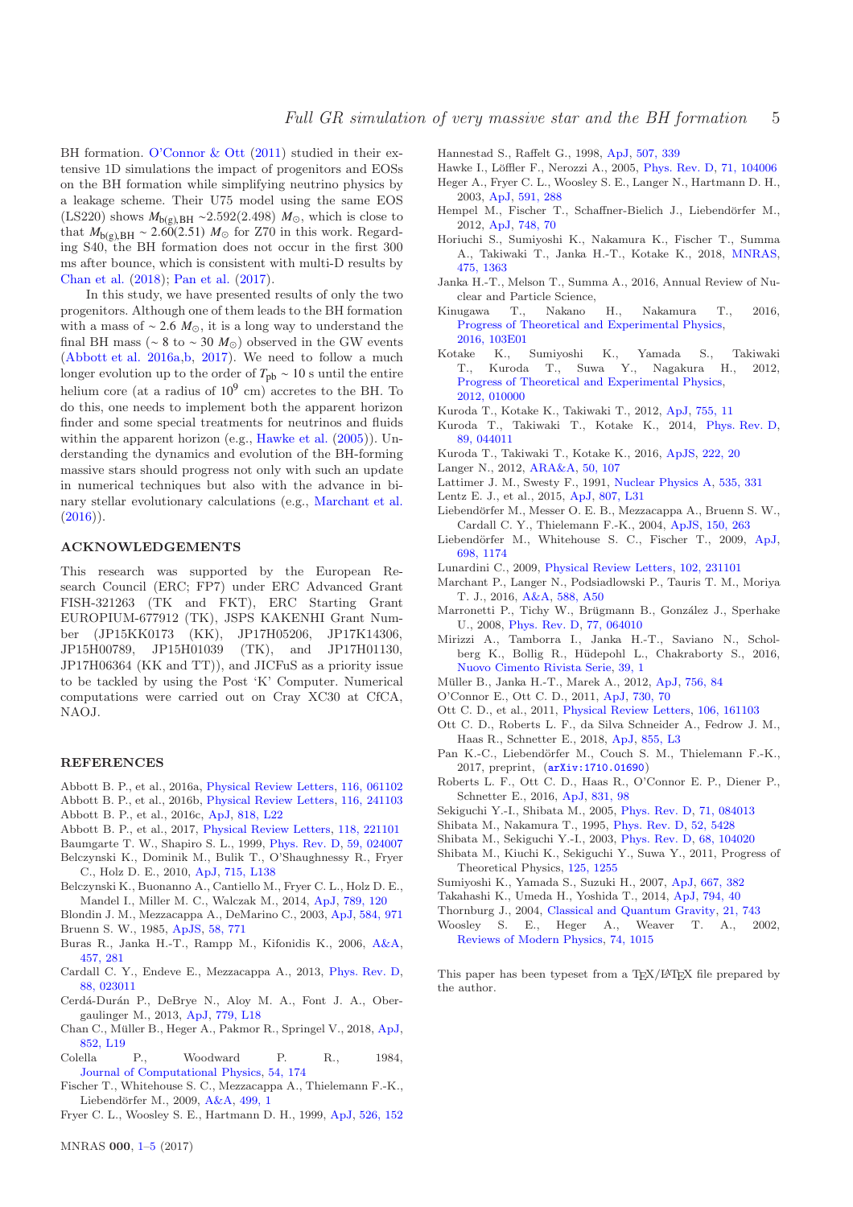BH formation. O'Connor & Ott (2011) studied in their extensive 1D simulations the impact of progenitors and EOSs on the BH formation while simplifying neutrino physics by a leakage scheme. Their U75 model using the same EOS (LS220) shows $M_{\rm b(g),BH}$ ~2.592(2.498) $M_\odot$, which is close to that $M_{\rm b(g),BH}$ ~ 2.60(2.51) $M_\odot$ for Z70 in this work. Regarding S40, the BH formation does not occur in the first 300 ms after bounce, which is consistent with multi-D results by Chan et al. (2018); Pan et al. (2017).

In this study, we have presented results of only the two progenitors. Although one of them leads to the BH formation with a mass of ~ 2.6 $M_\odot$, it is a long way to understand the final BH mass (~ 8 to ~ 30 $M_\odot$) observed in the GW events (Abbott et al. 2016a,b, 2017). We need to follow a much longer evolution up to the order of $T_{\rm pb}$ ~ 10 s until the entire helium core (at a radius of $10^9$ cm) accretes to the BH. To do this, one needs to implement both the apparent horizon finder and some special treatments for neutrinos and fluids within the apparent horizon (e.g., Hawke et al. (2005)). Understanding the dynamics and evolution of the BH-forming massive stars should progress not only with such an update in numerical techniques but also with the advance in binary stellar evolutionary calculations (e.g., Marchant et al. (2016)).

## ACKNOWLEDGEMENTS

This research was supported by the European Research Council (ERC; FP7) under ERC Advanced Grant FISH-321263 (TK and FKT), ERC Starting Grant EUROPIUM-677912 (TK), JSPS KAKENHI Grant Number (JP15KK0173 (KK), JP17H05206, JP17K14306, JP15H00789, JP15H01039 (TK), and JP17H01130, JP17H06364 (KK and TT)), and JICFuS as a priority issue to be tackled by using the Post 'K' Computer. Numerical computations were carried out on Cray XC30 at CfCA, NAOJ.

## REFERENCES

Abbott B. P., et al., 2016a, Physical Review Letters, 116, 061102
Abbott B. P., et al., 2016b, Physical Review Letters, 116, 241103
Abbott B. P., et al., 2016c, ApJ, 818, L22
Abbott B. P., et al., 2017, Physical Review Letters, 118, 221101
Baumgarte T. W., Shapiro S. L., 1999, Phys. Rev. D, 59, 024007
Belczynski K., Dominik M., Bulik T., O'Shaughnessy R., Fryer C., Holz D. E., 2010, ApJ, 715, L138
Belczynski K., Buonanno A., Cantiello M., Fryer C. L., Holz D. E., Mandel I., Miller M. C., Walczak M., 2014, ApJ, 789, 120
Blondin J. M., Mezzacappa A., DeMarino C., 2003, ApJ, 584, 971
Bruenn S. W., 1985, ApJS, 58, 771
Buras R., Janka H.-T., Rampp M., Kifonidis K., 2006, A&A, 457, 281
Cardall C. Y., Endeve E., Mezzacappa A., 2013, Phys. Rev. D, 88, 023011
Cerdá-Durán P., DeBrye N., Aloy M. A., Font J. A., Obergaulinger M., 2013, ApJ, 779, L18
Chan C., Müller B., Heger A., Pakmor R., Springel V., 2018, ApJ, 852, L19
Colella P., Woodward P. R., 1984, Journal of Computational Physics, 54, 174
Fischer T., Whitehouse S. C., Mezzacappa A., Thielemann F.-K., Liebendörfer M., 2009, A&A, 499, 1
Fryer C. L., Woosley S. E., Hartmann D. H., 1999, ApJ, 526, 152
Hannestad S., Raffelt G., 1998, ApJ, 507, 339
Hawke I., Löffler F., Nerozzi A., 2005, Phys. Rev. D, 71, 104006
Heger A., Fryer C. L., Woosley S. E., Langer N., Hartmann D. H., 2003, ApJ, 591, 288
Hempel M., Fischer T., Schaffner-Bielich J., Liebendörfer M., 2012, ApJ, 748, 70
Horiuchi S., Sumiyoshi K., Nakamura K., Fischer T., Summa A., Takiwaki T., Janka H.-T., Kotake K., 2018, MNRAS, 475, 1363
Janka H.-T., Melson T., Summa A., 2016, Annual Review of Nuclear and Particle Science,
Kinugawa T., Nakano H., Nakamura T., 2016, Progress of Theoretical and Experimental Physics, 2016, 103E01
Kotake K., Sumiyoshi K., Yamada S., Takiwaki T., Kuroda T., Suwa Y., Nagakura H., 2012, Progress of Theoretical and Experimental Physics, 2012, 01A301
Kuroda T., Kotake K., Takiwaki T., 2012, ApJ, 755, 11
Kuroda T., Takiwaki T., Kotake K., 2014, Phys. Rev. D, 89, 044011
Kuroda T., Takiwaki T., Kotake K., 2016, ApJS, 222, 20
Langer N., 2012, ARA&A, 50, 107
Lattimer J. M., Swesty F., 1991, Nuclear Physics A, 535, 331
Lentz E. J., et al., 2015, ApJ, 807, L31
Liebendörfer M., Messer O. E. B., Mezzacappa A., Bruenn S. W., Cardall C. Y., Thielemann F.-K., 2004, ApJS, 150, 263
Liebendörfer M., Whitehouse S. C., Fischer T., 2009, ApJ, 698, 1174
Lunardini C., 2009, Physical Review Letters, 102, 231101
Marchant P., Langer N., Podsiadlowski P., Tauris T. M., Moriya T. J., 2016, A&A, 588, A50
Marronetti P., Tichy W., Brügmann B., González J., Sperhake U., 2008, Phys. Rev. D, 77, 064010
Mirizzi A., Tamborra I., Janka H.-T., Saviano N., Scholberg K., Bollig R., Hüdepohl L., Chakraborty S., 2016, Nuovo Cimento Rivista Serie, 39, 1
Müller B., Janka H.-T., Marek A., 2012, ApJ, 756, 84
O'Connor E., Ott C. D., 2011, ApJ, 730, 70
Ott C. D., et al., 2011, Physical Review Letters, 106, 161103
Ott C. D., Roberts L. F., da Silva Schneider A., Fedrow J. M., Haas R., Schnetter E., 2018, ApJ, 855, L3
Pan K.-C., Liebendörfer M., Couch S. M., Thielemann F.-K., 2017, preprint, (arXiv:1710.01690)
Roberts L. F., Ott C. D., Haas R., O'Connor E. P., Diener P., Schnetter E., 2016, ApJ, 831, 98
Sekiguchi Y.-I., Shibata M., 2005, Phys. Rev. D, 71, 084013
Shibata M., Nakamura T., 1995, Phys. Rev. D, 52, 5428
Shibata M., Sekiguchi Y.-I., 2003, Phys. Rev. D, 68, 104020
Shibata M., Kiuchi K., Sekiguchi Y., Suwa Y., 2011, Progress of Theoretical Physics, 125, 1255
Sumiyoshi K., Yamada S., Suzuki H., 2007, ApJ, 667, 382
Takahashi K., Umeda H., Yoshida T., 2014, ApJ, 794, 40
Thornburg J., 2004, Classical and Quantum Gravity, 21, 743
Woosley S. E., Heger A., Weaver T. A., 2002, Reviews of Modern Physics, 74, 1015

This paper has been typeset from a TEX/LATEX file prepared by the author.